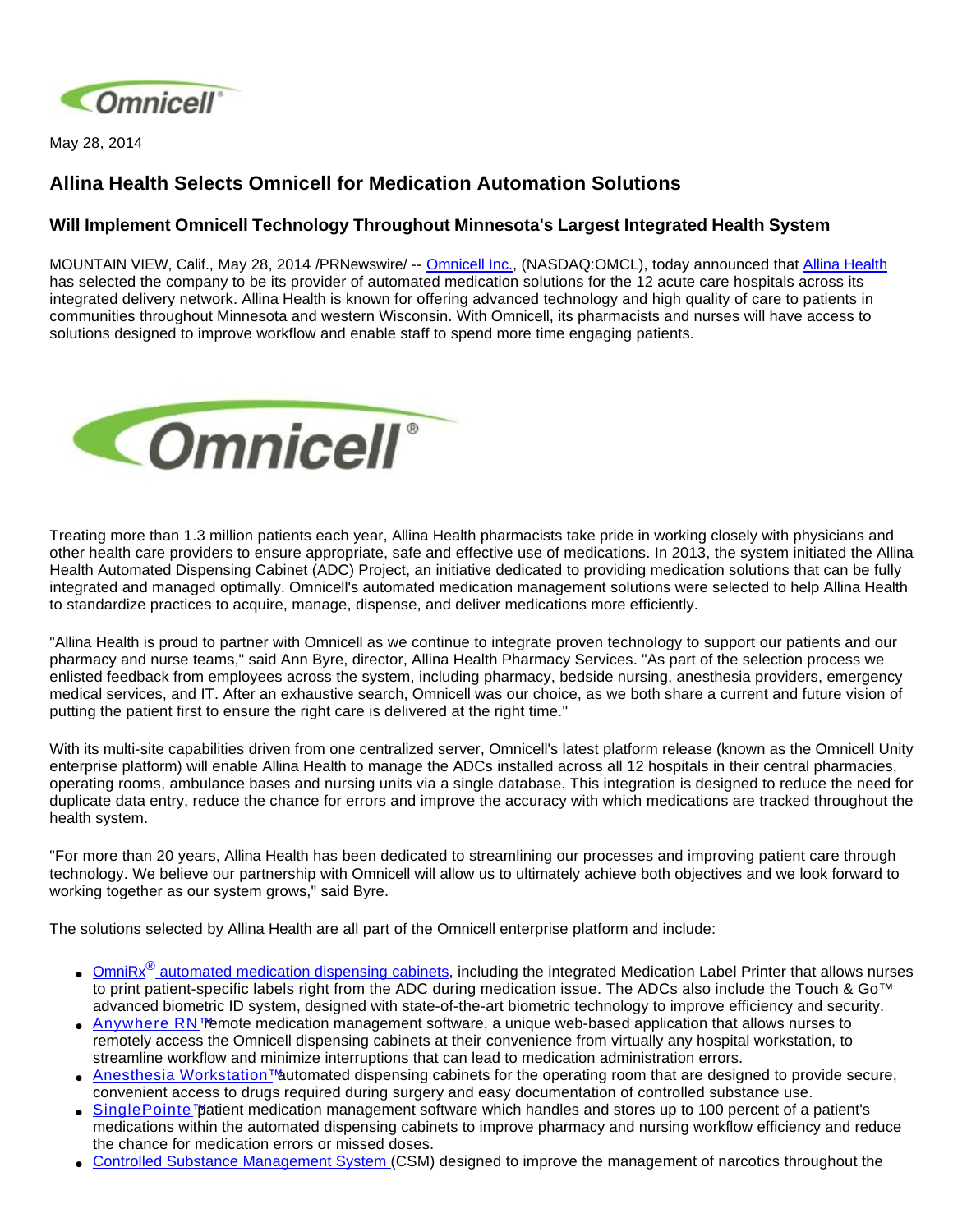May 28, 2014

# Allina Health Selects Omnicell for Medication Automation Solutions

## Will Implement Omnicell Technology Throughout Minnesota's Largest Integrated Health System

MOUNTAIN VIEW, Calif., May 28, 2014 /PRNewswire/ -- Omnicell Inc., (NASDAQ:OMCL), today announced that Allina Health has selected the company to be its provider of automated medication solutions for the 12 acute care hospitals across its integrated delivery network. Allina Health is known for offering advanced technology and high quality of care to patients in communities throughout Minnesota and western Wisconsin. With Omnicell, its pharmacists and nurses will have access to solutions designed to improve workflow and enable staff to spend more time engaging patients.

Treating more than 1.3 million patients each year, Allina Health pharmacists take pride in working closely with physicians and other health care providers to ensure appropriate, safe and effective use of medications. In 2013, the system initiated the Allina Health Automated Dispensing Cabinet (ADC) Project, an initiative dedicated to providing medication solutions that can be fully integrated and managed optimally. Omnicell's automated medication management solutions were selected to help Allina Health to standardize practices to acquire, manage, dispense, and deliver medications more efficiently.

"Allina Health is proud to partner with Omnicell as we continue to integrate proven technology to support our patients and our pharmacy and nurse teams," said Ann Byre, director, Allina Health Pharmacy Services. "As part of the selection process we enlisted feedback from employees across the system, including pharmacy, bedside nursing, anesthesia providers, emergency medical services, and IT. After an exhaustive search, Omnicell was our choice, as we both share a current and future vision of putting the patient first to ensure the right care is delivered at the right time."

With its multi-site capabilities driven from one centralized server, Omnicell's latest platform release (known as the Omnicell Unity enterprise platform) will enable Allina Health to manage the ADCs installed across all 12 hospitals in their central pharmacies, operating rooms, ambulance bases and nursing units via a single database. This integration is designed to reduce the need for duplicate data entry, reduce the chance for errors and improve the accuracy with which medications are tracked throughout the health system.

"For more than 20 years, Allina Health has been dedicated to streamlining our processes and improving patient care through technology. We believe our partnership with Omnicell will allow us to ultimately achieve both objectives and we look forward to working together as our system grows," said Byre.

The solutions selected by Allina Health are all part of the Omnicell enterprise platform and include:

- OmniRx® automated medication dispensing cabinets, including the integrated Medication Label Printer that allows nurses to print patient-specific labels right from the ADC during medication issue. The ADCs also include the Touch & Go™ advanced biometric ID system, designed with state-of-the-art biometric technology to improve efficiency and security.
- Anywhere RN™ remote medication management software, a unique web-based application that allows nurses to remotely access the Omnicell dispensing cabinets at their convenience from virtually any hospital workstation, to streamline workflow and minimize interruptions that can lead to medication administration errors.
- Anesthesia Workstation™ automated dispensing cabinets for the operating room that are designed to provide secure, convenient access to drugs required during surgery and easy documentation of controlled substance use.
- SinglePointe™ patient medication management software which handles and stores up to 100 percent of a patient's medications within the automated dispensing cabinets to improve pharmacy and nursing workflow efficiency and reduce the chance for medication errors or missed doses.
- Controlled Substance Management System (CSM) designed to improve the management of narcotics throughout the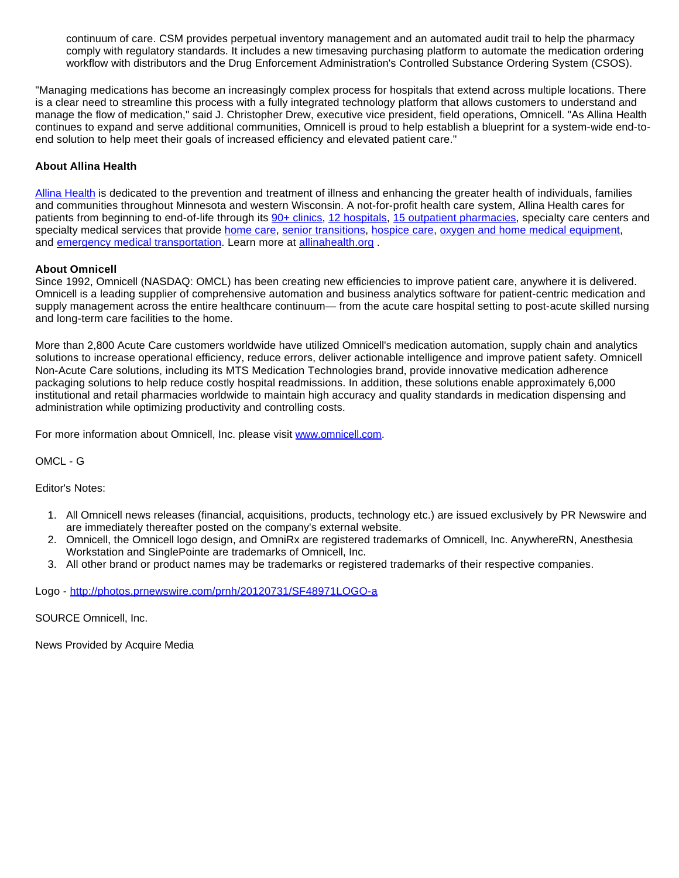continuum of care. CSM provides perpetual inventory management and an automated audit trail to help the pharmacy comply with regulatory standards. It includes a new timesaving purchasing platform to automate the medication ordering workflow with distributors and the Drug Enforcement Administration's Controlled Substance Ordering System (CSOS).

"Managing medications has become an increasingly complex process for hospitals that extend across multiple locations. There is a clear need to streamline this process with a fully integrated technology platform that allows customers to understand and manage the flow of medication," said J. Christopher Drew, executive vice president, field operations, Omnicell. "As Allina Health continues to expand and serve additional communities, Omnicell is proud to help establish a blueprint for a system-wide end-to-end solution to help meet their goals of increased efficiency and elevated patient care."

**About Allina Health**

Allina Health is dedicated to the prevention and treatment of illness and enhancing the greater health of individuals, families and communities throughout Minnesota and western Wisconsin. A not-for-profit health care system, Allina Health cares for patients from beginning to end-of-life through its 90+ clinics, 12 hospitals, 15 outpatient pharmacies, specialty care centers and specialty medical services that provide home care, senior transitions, hospice care, oxygen and home medical equipment, and emergency medical transportation. Learn more at allinahealth.org .

**About Omnicell**

Since 1992, Omnicell (NASDAQ: OMCL) has been creating new efficiencies to improve patient care, anywhere it is delivered. Omnicell is a leading supplier of comprehensive automation and business analytics software for patient-centric medication and supply management across the entire healthcare continuum— from the acute care hospital setting to post-acute skilled nursing and long-term care facilities to the home.

More than 2,800 Acute Care customers worldwide have utilized Omnicell's medication automation, supply chain and analytics solutions to increase operational efficiency, reduce errors, deliver actionable intelligence and improve patient safety. Omnicell Non-Acute Care solutions, including its MTS Medication Technologies brand, provide innovative medication adherence packaging solutions to help reduce costly hospital readmissions. In addition, these solutions enable approximately 6,000 institutional and retail pharmacies worldwide to maintain high accuracy and quality standards in medication dispensing and administration while optimizing productivity and controlling costs.

For more information about Omnicell, Inc. please visit www.omnicell.com.

OMCL - G

Editor's Notes:

1. All Omnicell news releases (financial, acquisitions, products, technology etc.) are issued exclusively by PR Newswire and are immediately thereafter posted on the company's external website.
2. Omnicell, the Omnicell logo design, and OmniRx are registered trademarks of Omnicell, Inc. AnywhereRN, Anesthesia Workstation and SinglePointe are trademarks of Omnicell, Inc.
3. All other brand or product names may be trademarks or registered trademarks of their respective companies.

Logo - http://photos.prnewswire.com/prnh/20120731/SF48971LOGO-a

SOURCE Omnicell, Inc.

News Provided by Acquire Media